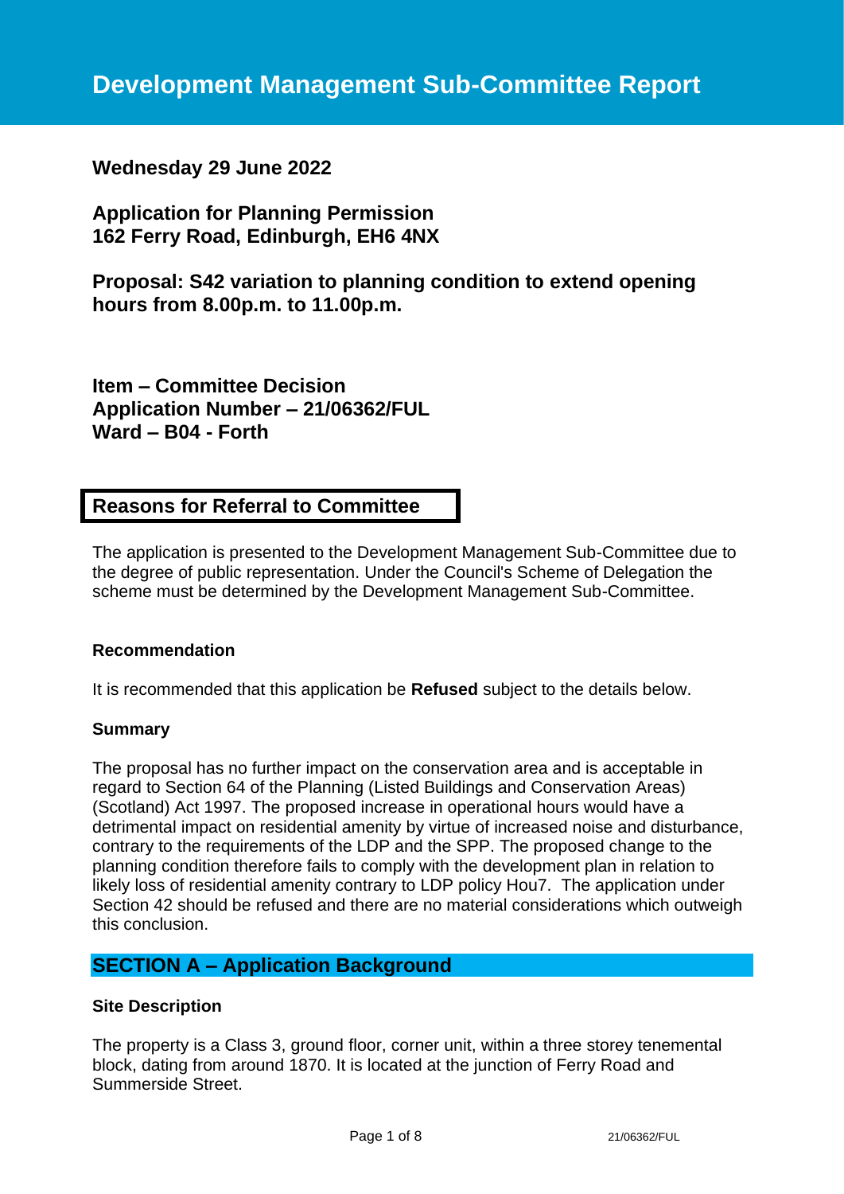# Development Management Sub-Committee Report

**Wednesday 29 June 2022**

**Application for Planning Permission**
**162 Ferry Road, Edinburgh, EH6 4NX**

**Proposal: S42 variation to planning condition to extend opening hours from 8.00p.m. to 11.00p.m.**

**Item – Committee Decision**
**Application Number – 21/06362/FUL**
**Ward – B04 - Forth**

## Reasons for Referral to Committee

The application is presented to the Development Management Sub-Committee due to the degree of public representation. Under the Council's Scheme of Delegation the scheme must be determined by the Development Management Sub-Committee.

**Recommendation**

It is recommended that this application be **Refused** subject to the details below.

**Summary**

The proposal has no further impact on the conservation area and is acceptable in regard to Section 64 of the Planning (Listed Buildings and Conservation Areas) (Scotland) Act 1997. The proposed increase in operational hours would have a detrimental impact on residential amenity by virtue of increased noise and disturbance, contrary to the requirements of the LDP and the SPP. The proposed change to the planning condition therefore fails to comply with the development plan in relation to likely loss of residential amenity contrary to LDP policy Hou7. The application under Section 42 should be refused and there are no material considerations which outweigh this conclusion.

## SECTION A – Application Background

**Site Description**

The property is a Class 3, ground floor, corner unit, within a three storey tenemental block, dating from around 1870. It is located at the junction of Ferry Road and Summerside Street.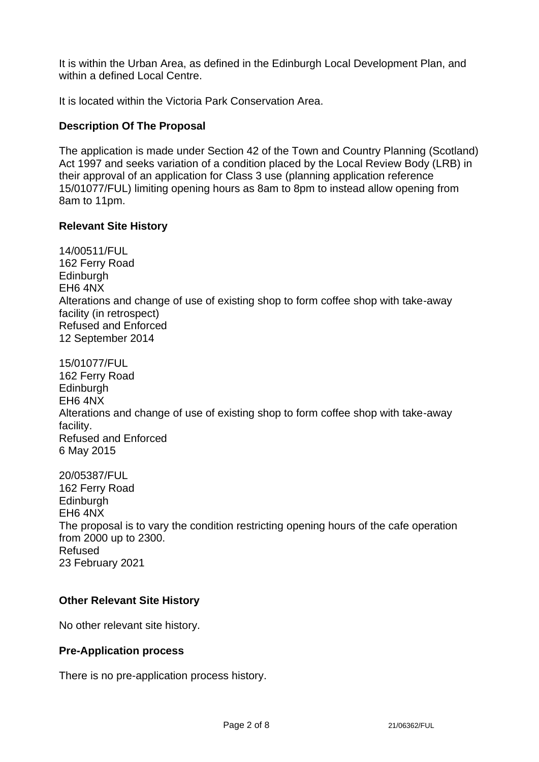It is within the Urban Area, as defined in the Edinburgh Local Development Plan, and within a defined Local Centre.

It is located within the Victoria Park Conservation Area.

**Description Of The Proposal**

The application is made under Section 42 of the Town and Country Planning (Scotland) Act 1997 and seeks variation of a condition placed by the Local Review Body (LRB) in their approval of an application for Class 3 use (planning application reference 15/01077/FUL) limiting opening hours as 8am to 8pm to instead allow opening from 8am to 11pm.

**Relevant Site History**

14/00511/FUL
162 Ferry Road
Edinburgh
EH6 4NX
Alterations and change of use of existing shop to form coffee shop with take-away facility (in retrospect)
Refused and Enforced
12 September 2014

15/01077/FUL
162 Ferry Road
Edinburgh
EH6 4NX
Alterations and change of use of existing shop to form coffee shop with take-away facility.
Refused and Enforced
6 May 2015

20/05387/FUL
162 Ferry Road
Edinburgh
EH6 4NX
The proposal is to vary the condition restricting opening hours of the cafe operation from 2000 up to 2300.
Refused
23 February 2021

**Other Relevant Site History**

No other relevant site history.

**Pre-Application process**

There is no pre-application process history.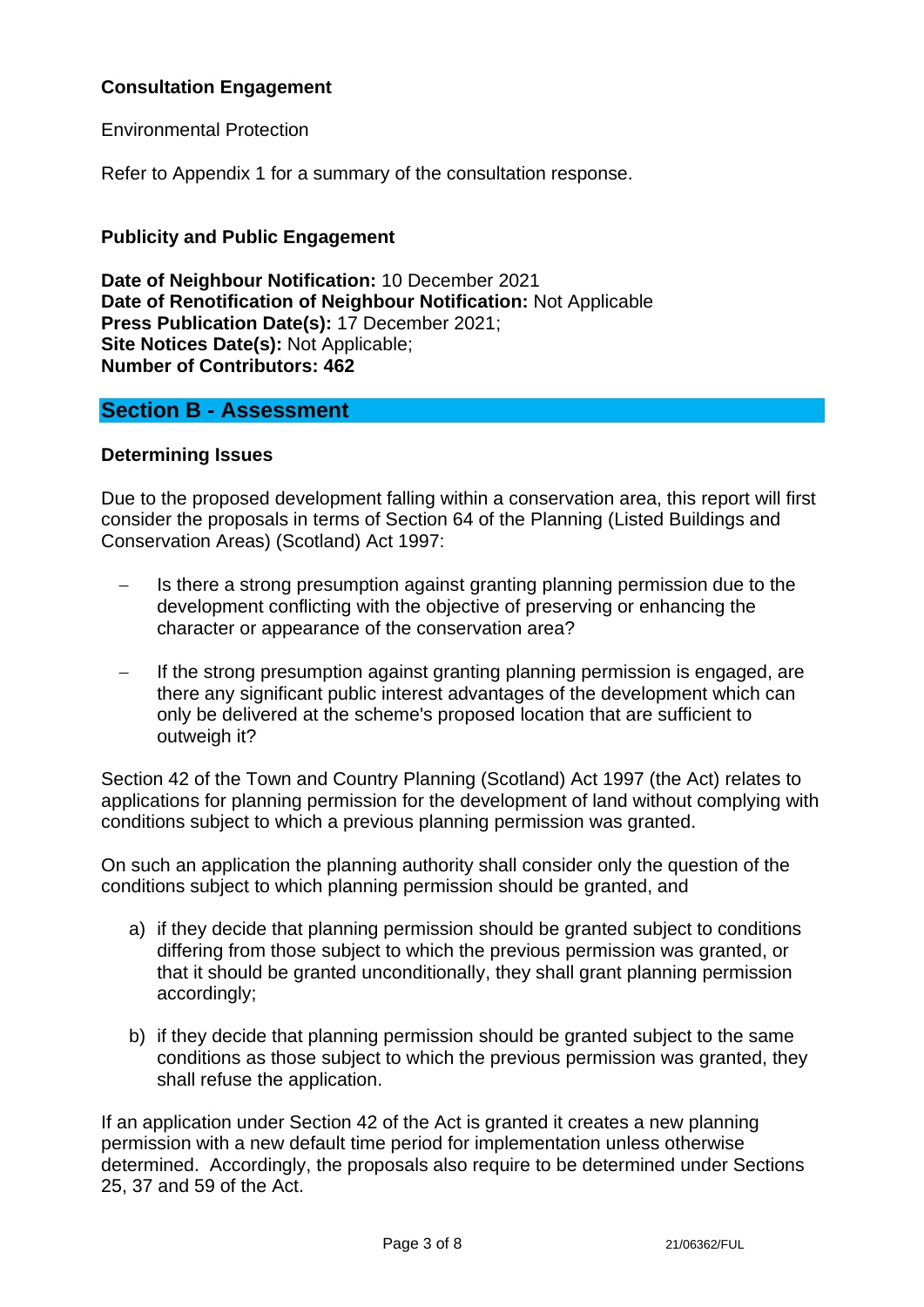**Consultation Engagement**

Environmental Protection

Refer to Appendix 1 for a summary of the consultation response.

**Publicity and Public Engagement**

**Date of Neighbour Notification:** 10 December 2021
**Date of Renotification of Neighbour Notification:** Not Applicable
**Press Publication Date(s):** 17 December 2021;
**Site Notices Date(s):** Not Applicable;
**Number of Contributors: 462**

## Section B - Assessment

**Determining Issues**

Due to the proposed development falling within a conservation area, this report will first consider the proposals in terms of Section 64 of the Planning (Listed Buildings and Conservation Areas) (Scotland) Act 1997:

- Is there a strong presumption against granting planning permission due to the development conflicting with the objective of preserving or enhancing the character or appearance of the conservation area?

- If the strong presumption against granting planning permission is engaged, are there any significant public interest advantages of the development which can only be delivered at the scheme's proposed location that are sufficient to outweigh it?

Section 42 of the Town and Country Planning (Scotland) Act 1997 (the Act) relates to applications for planning permission for the development of land without complying with conditions subject to which a previous planning permission was granted.

On such an application the planning authority shall consider only the question of the conditions subject to which planning permission should be granted, and

a) if they decide that planning permission should be granted subject to conditions differing from those subject to which the previous permission was granted, or that it should be granted unconditionally, they shall grant planning permission accordingly;

b) if they decide that planning permission should be granted subject to the same conditions as those subject to which the previous permission was granted, they shall refuse the application.

If an application under Section 42 of the Act is granted it creates a new planning permission with a new default time period for implementation unless otherwise determined. Accordingly, the proposals also require to be determined under Sections 25, 37 and 59 of the Act.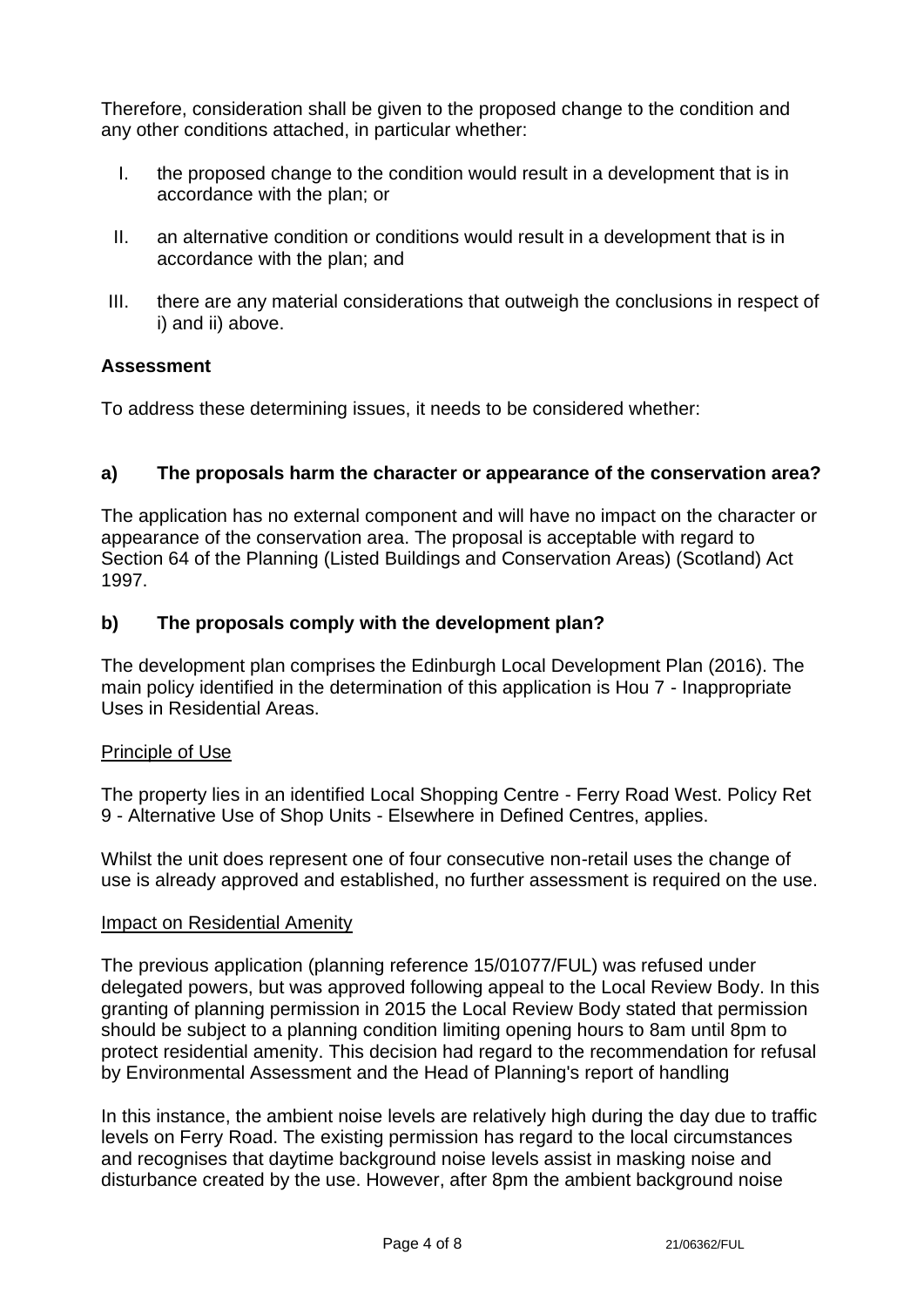Therefore, consideration shall be given to the proposed change to the condition and any other conditions attached, in particular whether:

I. the proposed change to the condition would result in a development that is in accordance with the plan; or

II. an alternative condition or conditions would result in a development that is in accordance with the plan; and

III. there are any material considerations that outweigh the conclusions in respect of i) and ii) above.

**Assessment**

To address these determining issues, it needs to be considered whether:

### a) The proposals harm the character or appearance of the conservation area?

The application has no external component and will have no impact on the character or appearance of the conservation area. The proposal is acceptable with regard to Section 64 of the Planning (Listed Buildings and Conservation Areas) (Scotland) Act 1997.

### b) The proposals comply with the development plan?

The development plan comprises the Edinburgh Local Development Plan (2016). The main policy identified in the determination of this application is Hou 7 - Inappropriate Uses in Residential Areas.

Principle of Use

The property lies in an identified Local Shopping Centre - Ferry Road West. Policy Ret 9 - Alternative Use of Shop Units - Elsewhere in Defined Centres, applies.

Whilst the unit does represent one of four consecutive non-retail uses the change of use is already approved and established, no further assessment is required on the use.

Impact on Residential Amenity

The previous application (planning reference 15/01077/FUL) was refused under delegated powers, but was approved following appeal to the Local Review Body. In this granting of planning permission in 2015 the Local Review Body stated that permission should be subject to a planning condition limiting opening hours to 8am until 8pm to protect residential amenity. This decision had regard to the recommendation for refusal by Environmental Assessment and the Head of Planning's report of handling

In this instance, the ambient noise levels are relatively high during the day due to traffic levels on Ferry Road. The existing permission has regard to the local circumstances and recognises that daytime background noise levels assist in masking noise and disturbance created by the use. However, after 8pm the ambient background noise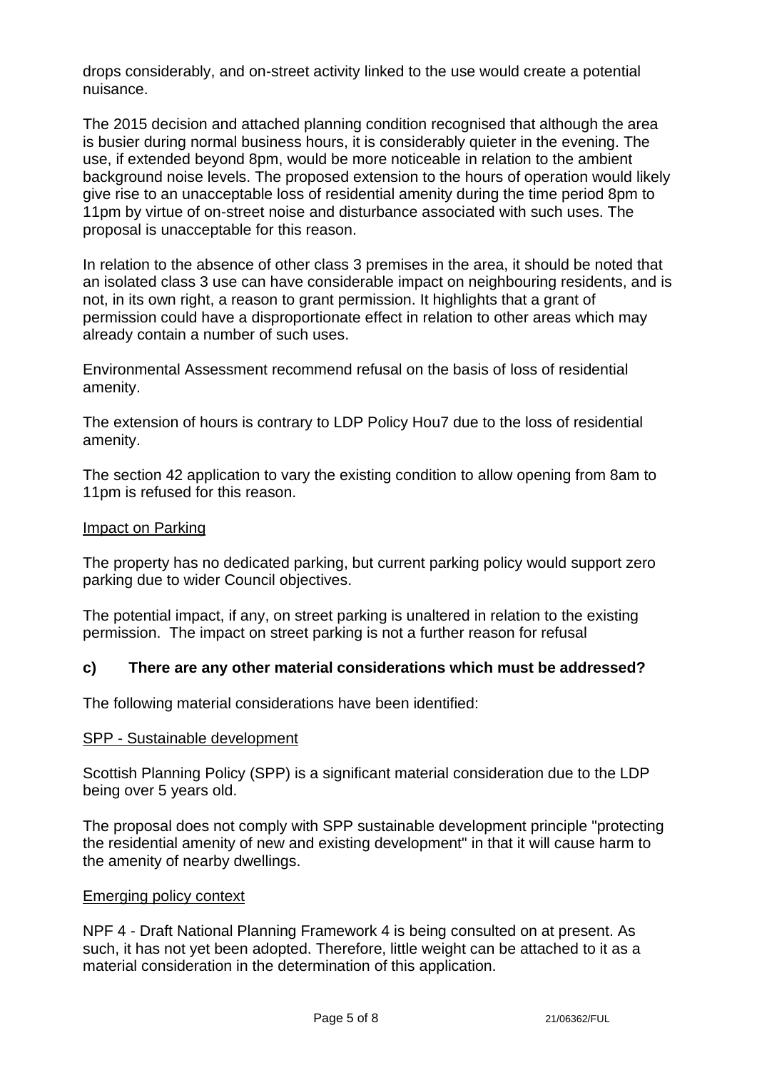drops considerably, and on-street activity linked to the use would create a potential nuisance.

The 2015 decision and attached planning condition recognised that although the area is busier during normal business hours, it is considerably quieter in the evening. The use, if extended beyond 8pm, would be more noticeable in relation to the ambient background noise levels. The proposed extension to the hours of operation would likely give rise to an unacceptable loss of residential amenity during the time period 8pm to 11pm by virtue of on-street noise and disturbance associated with such uses. The proposal is unacceptable for this reason.

In relation to the absence of other class 3 premises in the area, it should be noted that an isolated class 3 use can have considerable impact on neighbouring residents, and is not, in its own right, a reason to grant permission. It highlights that a grant of permission could have a disproportionate effect in relation to other areas which may already contain a number of such uses.

Environmental Assessment recommend refusal on the basis of loss of residential amenity.

The extension of hours is contrary to LDP Policy Hou7 due to the loss of residential amenity.

The section 42 application to vary the existing condition to allow opening from 8am to 11pm is refused for this reason.

Impact on Parking

The property has no dedicated parking, but current parking policy would support zero parking due to wider Council objectives.

The potential impact, if any, on street parking is unaltered in relation to the existing permission. The impact on street parking is not a further reason for refusal

### c) There are any other material considerations which must be addressed?

The following material considerations have been identified:

SPP - Sustainable development

Scottish Planning Policy (SPP) is a significant material consideration due to the LDP being over 5 years old.

The proposal does not comply with SPP sustainable development principle "protecting the residential amenity of new and existing development" in that it will cause harm to the amenity of nearby dwellings.

Emerging policy context

NPF 4 - Draft National Planning Framework 4 is being consulted on at present. As such, it has not yet been adopted. Therefore, little weight can be attached to it as a material consideration in the determination of this application.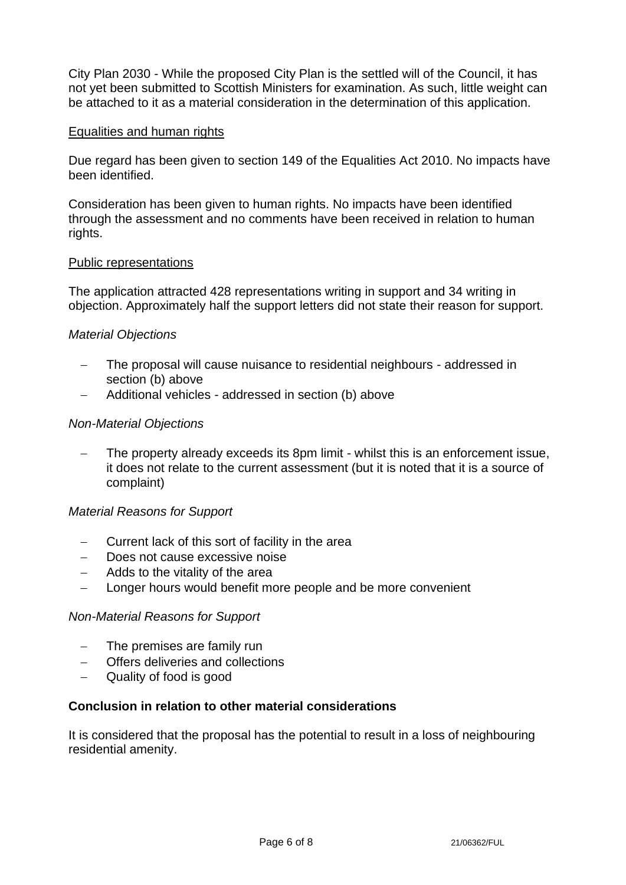City Plan 2030 - While the proposed City Plan is the settled will of the Council, it has not yet been submitted to Scottish Ministers for examination. As such, little weight can be attached to it as a material consideration in the determination of this application.

Equalities and human rights

Due regard has been given to section 149 of the Equalities Act 2010. No impacts have been identified.

Consideration has been given to human rights. No impacts have been identified through the assessment and no comments have been received in relation to human rights.

Public representations

The application attracted 428 representations writing in support and 34 writing in objection. Approximately half the support letters did not state their reason for support.

*Material Objections*

- The proposal will cause nuisance to residential neighbours - addressed in section (b) above
- Additional vehicles - addressed in section (b) above

*Non-Material Objections*

- The property already exceeds its 8pm limit - whilst this is an enforcement issue, it does not relate to the current assessment (but it is noted that it is a source of complaint)

*Material Reasons for Support*

- Current lack of this sort of facility in the area
- Does not cause excessive noise
- Adds to the vitality of the area
- Longer hours would benefit more people and be more convenient

*Non-Material Reasons for Support*

- The premises are family run
- Offers deliveries and collections
- Quality of food is good

**Conclusion in relation to other material considerations**

It is considered that the proposal has the potential to result in a loss of neighbouring residential amenity.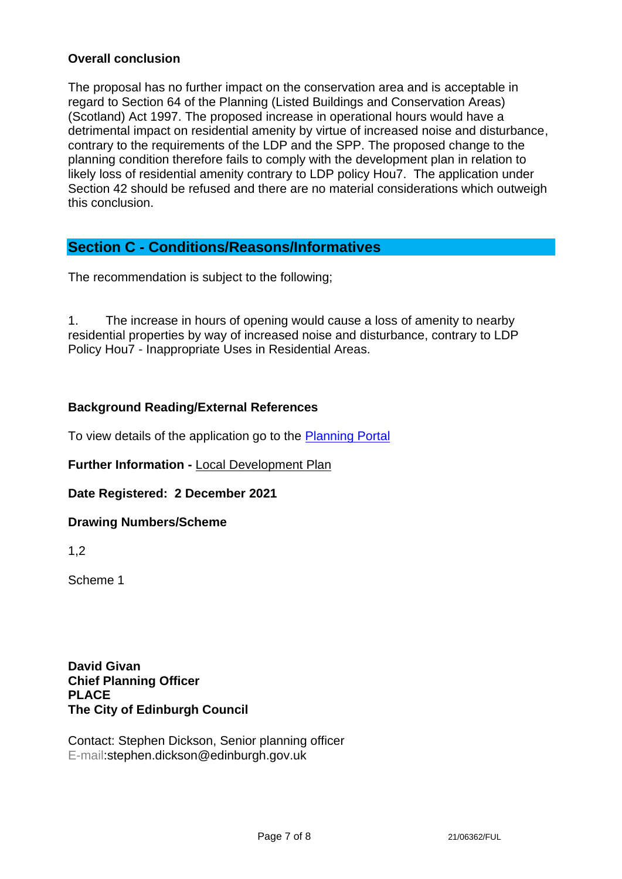**Overall conclusion**

The proposal has no further impact on the conservation area and is acceptable in regard to Section 64 of the Planning (Listed Buildings and Conservation Areas) (Scotland) Act 1997. The proposed increase in operational hours would have a detrimental impact on residential amenity by virtue of increased noise and disturbance, contrary to the requirements of the LDP and the SPP. The proposed change to the planning condition therefore fails to comply with the development plan in relation to likely loss of residential amenity contrary to LDP policy Hou7. The application under Section 42 should be refused and there are no material considerations which outweigh this conclusion.

## Section C - Conditions/Reasons/Informatives

The recommendation is subject to the following;

1. The increase in hours of opening would cause a loss of amenity to nearby residential properties by way of increased noise and disturbance, contrary to LDP Policy Hou7 - Inappropriate Uses in Residential Areas.

**Background Reading/External References**

To view details of the application go to the Planning Portal

**Further Information -** Local Development Plan

**Date Registered: 2 December 2021**

**Drawing Numbers/Scheme**

1,2

Scheme 1

**David Givan**
**Chief Planning Officer**
**PLACE**
**The City of Edinburgh Council**

Contact: Stephen Dickson, Senior planning officer
E-mail:stephen.dickson@edinburgh.gov.uk

21/06362/FUL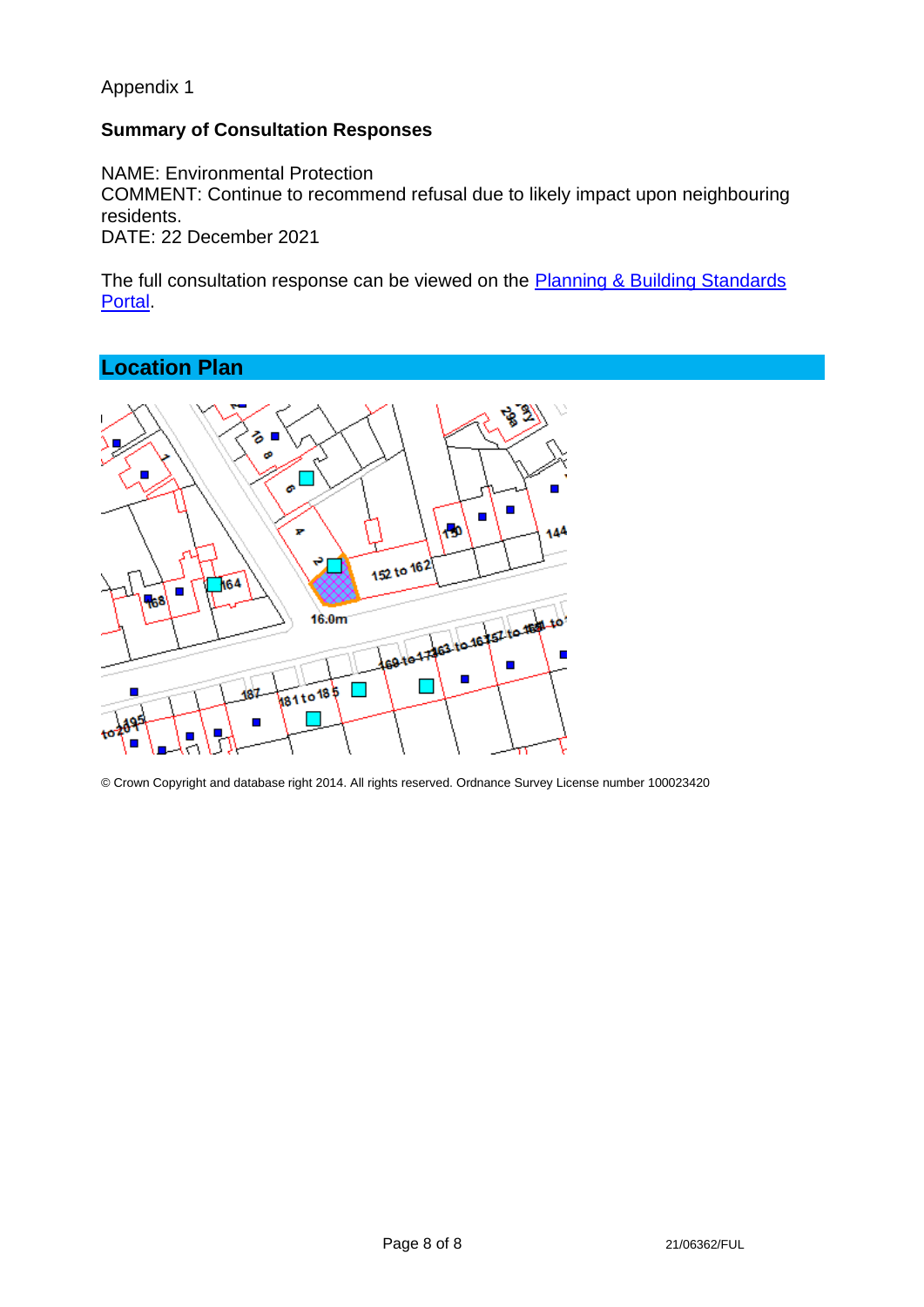Appendix 1

**Summary of Consultation Responses**

NAME: Environmental Protection
COMMENT: Continue to recommend refusal due to likely impact upon neighbouring residents.
DATE: 22 December 2021

The full consultation response can be viewed on the Planning & Building Standards Portal.

## Location Plan

© Crown Copyright and database right 2014. All rights reserved. Ordnance Survey License number 100023420